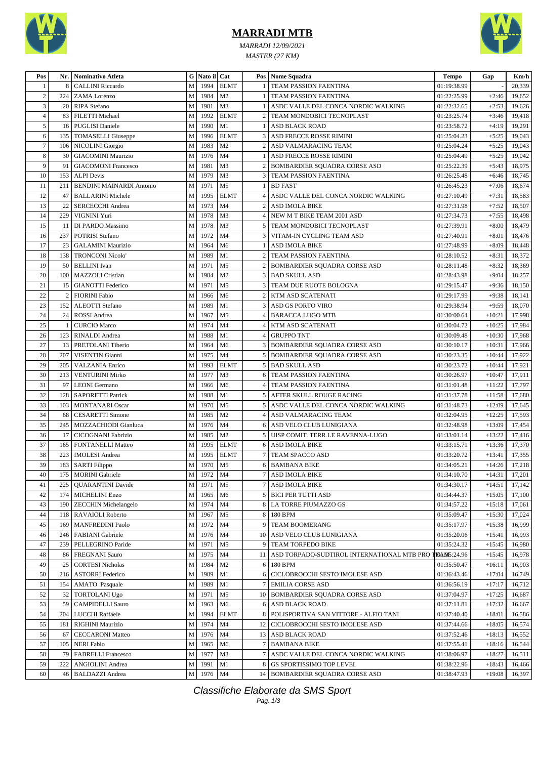# MARRADI MTB

*MARRADI 12/09/2021*

*MASTER (27 KM)*

| Pos | Nr. | Nominativo Atleta | G | Nato il | Cat | Pos | Nome Squadra | Tempo | Gap | Km/h |
|---|---|---|---|---|---|---|---|---|---|---|
| 1 | 8 | CALLINI Riccardo | M | 1994 | ELMT | 1 | TEAM PASSION FAENTINA | 01:19:38.99 | - | 20,339 |
| 2 | 224 | ZAMA Lorenzo | M | 1984 | M2 | 1 | TEAM PASSION FAENTINA | 01:22:25.99 | +2:46 | 19,652 |
| 3 | 20 | RIPA Stefano | M | 1981 | M3 | 1 | ASDC VALLE DEL CONCA NORDIC WALKING | 01:22:32.65 | +2:53 | 19,626 |
| 4 | 83 | FILETTI Michael | M | 1992 | ELMT | 2 | TEAM MONDOBICI TECNOPLAST | 01:23:25.74 | +3:46 | 19,418 |
| 5 | 16 | PUGLISI Daniele | M | 1990 | M1 | 1 | ASD BLACK ROAD | 01:23:58.72 | +4:19 | 19,291 |
| 6 | 135 | TOMASELLI Giuseppe | M | 1996 | ELMT | 3 | ASD FRECCE ROSSE RIMINI | 01:25:04.23 | +5:25 | 19,043 |
| 7 | 106 | NICOLINI Giorgio | M | 1983 | M2 | 2 | ASD VALMARACING TEAM | 01:25:04.24 | +5:25 | 19,043 |
| 8 | 30 | GIACOMINI Maurizio | M | 1976 | M4 | 1 | ASD FRECCE ROSSE RIMINI | 01:25:04.49 | +5:25 | 19,042 |
| 9 | 91 | GIACOMONI Francesco | M | 1981 | M3 | 2 | BOMBARDIER SQUADRA CORSE ASD | 01:25:22.39 | +5:43 | 18,975 |
| 10 | 153 | ALPI Devis | M | 1979 | M3 | 3 | TEAM PASSION FAENTINA | 01:26:25.48 | +6:46 | 18,745 |
| 11 | 211 | BENDINI MAINARDI Antonio | M | 1971 | M5 | 1 | BD FAST | 01:26:45.23 | +7:06 | 18,674 |
| 12 | 47 | BALLARINI Michele | M | 1995 | ELMT | 4 | ASDC VALLE DEL CONCA NORDIC WALKING | 01:27:10.49 | +7:31 | 18,583 |
| 13 | 22 | SERCECCHI Andrea | M | 1973 | M4 | 2 | ASD IMOLA BIKE | 01:27:31.98 | +7:52 | 18,507 |
| 14 | 229 | VIGNINI Yuri | M | 1978 | M3 | 4 | NEW M T BIKE TEAM 2001 ASD | 01:27:34.73 | +7:55 | 18,498 |
| 15 | 11 | DI PARDO Massimo | M | 1978 | M3 | 5 | TEAM MONDOBICI TECNOPLAST | 01:27:39.91 | +8:00 | 18,479 |
| 16 | 237 | POTRISI Stefano | M | 1972 | M4 | 3 | VITAM-IN CYCLING TEAM ASD | 01:27:40.91 | +8:01 | 18,476 |
| 17 | 23 | GALAMINI Maurizio | M | 1964 | M6 | 1 | ASD IMOLA BIKE | 01:27:48.99 | +8:09 | 18,448 |
| 18 | 138 | TRONCONI Nicolo' | M | 1989 | M1 | 2 | TEAM PASSION FAENTINA | 01:28:10.52 | +8:31 | 18,372 |
| 19 | 50 | BELLINI Ivan | M | 1971 | M5 | 2 | BOMBARDIER SQUADRA CORSE ASD | 01:28:11.48 | +8:32 | 18,369 |
| 20 | 100 | MAZZOLI Cristian | M | 1984 | M2 | 3 | BAD SKULL ASD | 01:28:43.98 | +9:04 | 18,257 |
| 21 | 15 | GIANOTTI Federico | M | 1971 | M5 | 3 | TEAM DUE RUOTE BOLOGNA | 01:29:15.47 | +9:36 | 18,150 |
| 22 | 2 | FIORINI Fabio | M | 1966 | M6 | 2 | KTM ASD SCATENATI | 01:29:17.99 | +9:38 | 18,141 |
| 23 | 152 | ALEOTTI Stefano | M | 1989 | M1 | 3 | ASD GS PORTO VIRO | 01:29:38.94 | +9:59 | 18,070 |
| 24 | 24 | ROSSI Andrea | M | 1967 | M5 | 4 | BARACCA LUGO MTB | 01:30:00.64 | +10:21 | 17,998 |
| 25 | 1 | CURCIO Marco | M | 1974 | M4 | 4 | KTM ASD SCATENATI | 01:30:04.72 | +10:25 | 17,984 |
| 26 | 123 | RINALDI Andrea | M | 1988 | M1 | 4 | GRUPPO TNT | 01:30:09.48 | +10:30 | 17,968 |
| 27 | 13 | PRETOLANI Tiberio | M | 1964 | M6 | 3 | BOMBARDIER SQUADRA CORSE ASD | 01:30:10.17 | +10:31 | 17,966 |
| 28 | 207 | VISENTIN Gianni | M | 1975 | M4 | 5 | BOMBARDIER SQUADRA CORSE ASD | 01:30:23.35 | +10:44 | 17,922 |
| 29 | 205 | VALZANIA Enrico | M | 1993 | ELMT | 5 | BAD SKULL ASD | 01:30:23.72 | +10:44 | 17,921 |
| 30 | 213 | VENTURINI Mirko | M | 1977 | M3 | 6 | TEAM PASSION FAENTINA | 01:30:26.97 | +10:47 | 17,911 |
| 31 | 97 | LEONI Germano | M | 1966 | M6 | 4 | TEAM PASSION FAENTINA | 01:31:01.48 | +11:22 | 17,797 |
| 32 | 128 | SAPORETTI Patrick | M | 1988 | M1 | 5 | AFTER SKULL ROUGE RACING | 01:31:37.78 | +11:58 | 17,680 |
| 33 | 103 | MONTANARI Oscar | M | 1970 | M5 | 5 | ASDC VALLE DEL CONCA NORDIC WALKING | 01:31:48.73 | +12:09 | 17,645 |
| 34 | 68 | CESARETTI Simone | M | 1985 | M2 | 4 | ASD VALMARACING TEAM | 01:32:04.95 | +12:25 | 17,593 |
| 35 | 245 | MOZZACHIODI Gianluca | M | 1976 | M4 | 6 | ASD VELO CLUB LUNIGIANA | 01:32:48.98 | +13:09 | 17,454 |
| 36 | 17 | CICOGNANI Fabrizio | M | 1985 | M2 | 5 | UISP COMIT. TERR.LE RAVENNA-LUGO | 01:33:01.14 | +13:22 | 17,416 |
| 37 | 165 | FONTANELLI Matteo | M | 1995 | ELMT | 6 | ASD IMOLA BIKE | 01:33:15.71 | +13:36 | 17,370 |
| 38 | 223 | IMOLESI Andrea | M | 1995 | ELMT | 7 | TEAM SPACCO ASD | 01:33:20.72 | +13:41 | 17,355 |
| 39 | 183 | SARTI Filippo | M | 1970 | M5 | 6 | BAMBANA BIKE | 01:34:05.21 | +14:26 | 17,218 |
| 40 | 175 | MORINI Gabriele | M | 1972 | M4 | 7 | ASD IMOLA BIKE | 01:34:10.70 | +14:31 | 17,201 |
| 41 | 225 | QUARANTINI Davide | M | 1971 | M5 | 7 | ASD IMOLA BIKE | 01:34:30.17 | +14:51 | 17,142 |
| 42 | 174 | MICHELINI Enzo | M | 1965 | M6 | 5 | BICI PER TUTTI ASD | 01:34:44.37 | +15:05 | 17,100 |
| 43 | 190 | ZECCHIN Michelangelo | M | 1974 | M4 | 8 | LA TORRE PIUMAZZO GS | 01:34:57.22 | +15:18 | 17,061 |
| 44 | 118 | RAVAIOLI Roberto | M | 1967 | M5 | 8 | 180 BPM | 01:35:09.47 | +15:30 | 17,024 |
| 45 | 169 | MANFREDINI Paolo | M | 1972 | M4 | 9 | TEAM BOOMERANG | 01:35:17.97 | +15:38 | 16,999 |
| 46 | 246 | FABIANI Gabriele | M | 1976 | M4 | 10 | ASD VELO CLUB LUNIGIANA | 01:35:20.06 | +15:41 | 16,993 |
| 47 | 239 | PELLEGRINO Paride | M | 1971 | M5 | 9 | TEAM TORPEDO BIKE | 01:35:24.32 | +15:45 | 16,980 |
| 48 | 86 | FREGNANI Sauro | M | 1975 | M4 | 11 | ASD TORPADO-SUDTIROL INTERNATIONAL MTB PRO TEAM | 01:35:24.96 | +15:45 | 16,978 |
| 49 | 25 | CORTESI Nicholas | M | 1984 | M2 | 6 | 180 BPM | 01:35:50.47 | +16:11 | 16,903 |
| 50 | 216 | ASTORRI Federico | M | 1989 | M1 | 6 | CICLOBROCCHI SESTO IMOLESE ASD | 01:36:43.46 | +17:04 | 16,749 |
| 51 | 154 | AMATO Pasquale | M | 1989 | M1 | 7 | EMILIA CORSE ASD | 01:36:56.19 | +17:17 | 16,712 |
| 52 | 32 | TORTOLANI Ugo | M | 1971 | M5 | 10 | BOMBARDIER SQUADRA CORSE ASD | 01:37:04.97 | +17:25 | 16,687 |
| 53 | 59 | CAMPIDELLI Sauro | M | 1963 | M6 | 6 | ASD BLACK ROAD | 01:37:11.81 | +17:32 | 16,667 |
| 54 | 204 | LUCCHI Raffaele | M | 1994 | ELMT | 8 | POLISPORTIVA SAN VITTORE - ALFIO TANI | 01:37:40.40 | +18:01 | 16,586 |
| 55 | 181 | RIGHINI Maurizio | M | 1974 | M4 | 12 | CICLOBROCCHI SESTO IMOLESE ASD | 01:37:44.66 | +18:05 | 16,574 |
| 56 | 67 | CECCARONI Matteo | M | 1976 | M4 | 13 | ASD BLACK ROAD | 01:37:52.46 | +18:13 | 16,552 |
| 57 | 105 | NERI Fabio | M | 1965 | M6 | 7 | BAMBANA BIKE | 01:37:55.41 | +18:16 | 16,544 |
| 58 | 79 | FABRELLI Francesco | M | 1977 | M3 | 7 | ASDC VALLE DEL CONCA NORDIC WALKING | 01:38:06.97 | +18:27 | 16,511 |
| 59 | 222 | ANGIOLINI Andrea | M | 1991 | M1 | 8 | GS SPORTISSIMO TOP LEVEL | 01:38:22.96 | +18:43 | 16,466 |
| 60 | 46 | BALDAZZI Andrea | M | 1976 | M4 | 14 | BOMBARDIER SQUADRA CORSE ASD | 01:38:47.93 | +19:08 | 16,397 |

*Classifiche Elaborate da SMS Sport*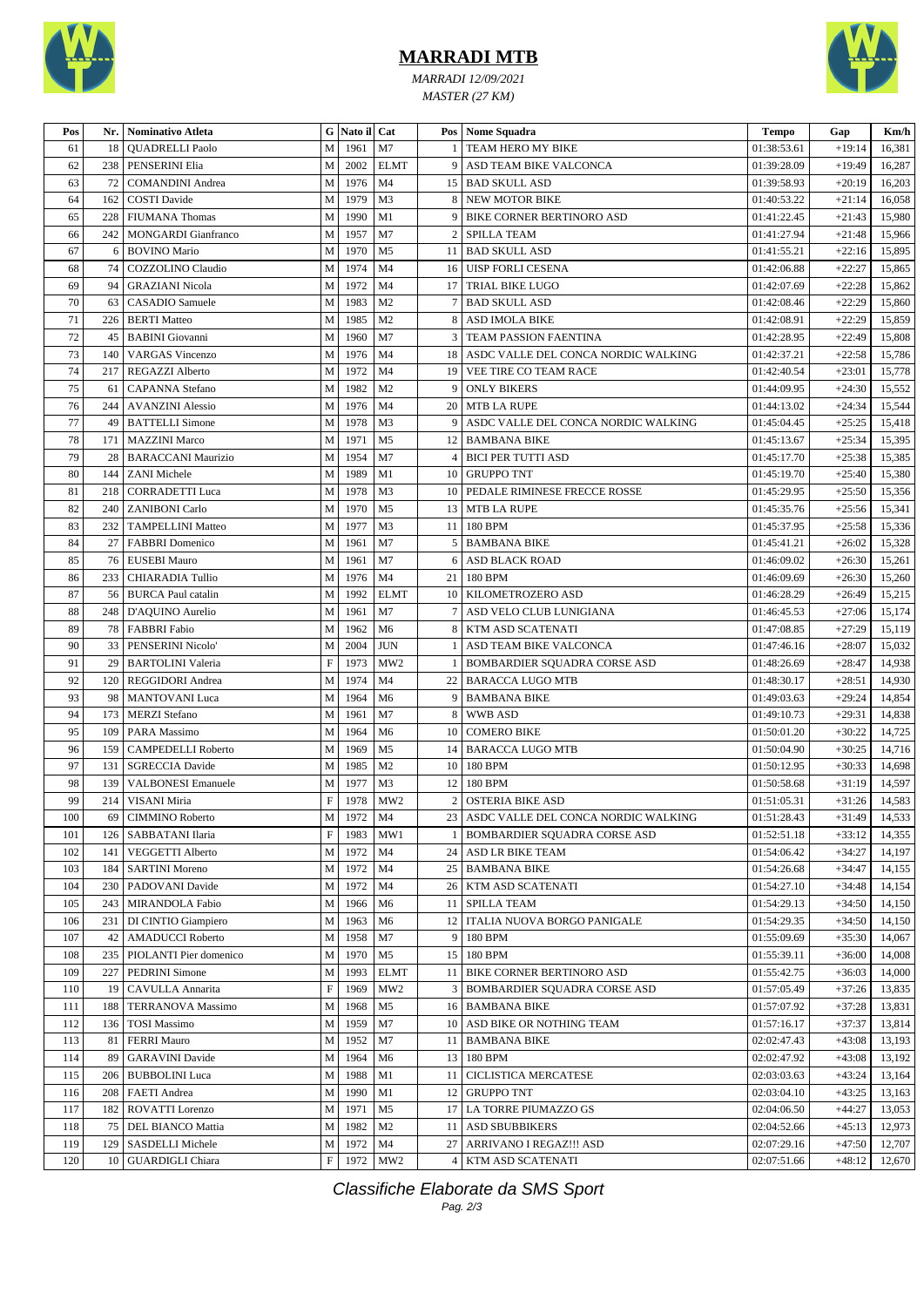# MARRADI MTB

*MARRADI 12/09/2021*

*MASTER (27 KM)*

| Pos | Nr. | Nominativo Atleta | G | Nato il | Cat | Pos | Nome Squadra | Tempo | Gap | Km/h |
|---|---|---|---|---|---|---|---|---|---|---|
| 61 | 18 | QUADRELLI Paolo | M | 1961 | M7 | 1 | TEAM HERO MY BIKE | 01:38:53.61 | +19:14 | 16,381 |
| 62 | 238 | PENSERINI Elia | M | 2002 | ELMT | 9 | ASD TEAM BIKE VALCONCA | 01:39:28.09 | +19:49 | 16,287 |
| 63 | 72 | COMANDINI Andrea | M | 1976 | M4 | 15 | BAD SKULL ASD | 01:39:58.93 | +20:19 | 16,203 |
| 64 | 162 | COSTI Davide | M | 1979 | M3 | 8 | NEW MOTOR BIKE | 01:40:53.22 | +21:14 | 16,058 |
| 65 | 228 | FIUMANA Thomas | M | 1990 | M1 | 9 | BIKE CORNER BERTINORO ASD | 01:41:22.45 | +21:43 | 15,980 |
| 66 | 242 | MONGARDI Gianfranco | M | 1957 | M7 | 2 | SPILLA TEAM | 01:41:27.94 | +21:48 | 15,966 |
| 67 | 6 | BOVINO Mario | M | 1970 | M5 | 11 | BAD SKULL ASD | 01:41:55.21 | +22:16 | 15,895 |
| 68 | 74 | COZZOLINO Claudio | M | 1974 | M4 | 16 | UISP FORLI CESENA | 01:42:06.88 | +22:27 | 15,865 |
| 69 | 94 | GRAZIANI Nicola | M | 1972 | M4 | 17 | TRIAL BIKE LUGO | 01:42:07.69 | +22:28 | 15,862 |
| 70 | 63 | CASADIO Samuele | M | 1983 | M2 | 7 | BAD SKULL ASD | 01:42:08.46 | +22:29 | 15,860 |
| 71 | 226 | BERTI Matteo | M | 1985 | M2 | 8 | ASD IMOLA BIKE | 01:42:08.91 | +22:29 | 15,859 |
| 72 | 45 | BABINI Giovanni | M | 1960 | M7 | 3 | TEAM PASSION FAENTINA | 01:42:28.95 | +22:49 | 15,808 |
| 73 | 140 | VARGAS Vincenzo | M | 1976 | M4 | 18 | ASDC VALLE DEL CONCA NORDIC WALKING | 01:42:37.21 | +22:58 | 15,786 |
| 74 | 217 | REGAZZI Alberto | M | 1972 | M4 | 19 | VEE TIRE CO TEAM RACE | 01:42:40.54 | +23:01 | 15,778 |
| 75 | 61 | CAPANNA Stefano | M | 1982 | M2 | 9 | ONLY BIKERS | 01:44:09.95 | +24:30 | 15,552 |
| 76 | 244 | AVANZINI Alessio | M | 1976 | M4 | 20 | MTB LA RUPE | 01:44:13.02 | +24:34 | 15,544 |
| 77 | 49 | BATTELLI Simone | M | 1978 | M3 | 9 | ASDC VALLE DEL CONCA NORDIC WALKING | 01:45:04.45 | +25:25 | 15,418 |
| 78 | 171 | MAZZINI Marco | M | 1971 | M5 | 12 | BAMBANA BIKE | 01:45:13.67 | +25:34 | 15,395 |
| 79 | 28 | BARACCANI Maurizio | M | 1954 | M7 | 4 | BICI PER TUTTI ASD | 01:45:17.70 | +25:38 | 15,385 |
| 80 | 144 | ZANI Michele | M | 1989 | M1 | 10 | GRUPPO TNT | 01:45:19.70 | +25:40 | 15,380 |
| 81 | 218 | CORRADETTI Luca | M | 1978 | M3 | 10 | PEDALE RIMINESE FRECCE ROSSE | 01:45:29.95 | +25:50 | 15,356 |
| 82 | 240 | ZANIBONI Carlo | M | 1970 | M5 | 13 | MTB LA RUPE | 01:45:35.76 | +25:56 | 15,341 |
| 83 | 232 | TAMPELLINI Matteo | M | 1977 | M3 | 11 | 180 BPM | 01:45:37.95 | +25:58 | 15,336 |
| 84 | 27 | FABBRI Domenico | M | 1961 | M7 | 5 | BAMBANA BIKE | 01:45:41.21 | +26:02 | 15,328 |
| 85 | 76 | EUSEBI Mauro | M | 1961 | M7 | 6 | ASD BLACK ROAD | 01:46:09.02 | +26:30 | 15,261 |
| 86 | 233 | CHIARADIA Tullio | M | 1976 | M4 | 21 | 180 BPM | 01:46:09.69 | +26:30 | 15,260 |
| 87 | 56 | BURCA Paul catalin | M | 1992 | ELMT | 10 | KILOMETROZERO ASD | 01:46:28.29 | +26:49 | 15,215 |
| 88 | 248 | D'AQUINO Aurelio | M | 1961 | M7 | 7 | ASD VELO CLUB LUNIGIANA | 01:46:45.53 | +27:06 | 15,174 |
| 89 | 78 | FABBRI Fabio | M | 1962 | M6 | 8 | KTM ASD SCATENATI | 01:47:08.85 | +27:29 | 15,119 |
| 90 | 33 | PENSERINI Nicolo' | M | 2004 | JUN | 1 | ASD TEAM BIKE VALCONCA | 01:47:46.16 | +28:07 | 15,032 |
| 91 | 29 | BARTOLINI Valeria | F | 1973 | MW2 | 1 | BOMBARDIER SQUADRA CORSE ASD | 01:48:26.69 | +28:47 | 14,938 |
| 92 | 120 | REGGIDORI Andrea | M | 1974 | M4 | 22 | BARACCA LUGO MTB | 01:48:30.17 | +28:51 | 14,930 |
| 93 | 98 | MANTOVANI Luca | M | 1964 | M6 | 9 | BAMBANA BIKE | 01:49:03.63 | +29:24 | 14,854 |
| 94 | 173 | MERZI Stefano | M | 1961 | M7 | 8 | WWB ASD | 01:49:10.73 | +29:31 | 14,838 |
| 95 | 109 | PARA Massimo | M | 1964 | M6 | 10 | COMERO BIKE | 01:50:01.20 | +30:22 | 14,725 |
| 96 | 159 | CAMPEDELLI Roberto | M | 1969 | M5 | 14 | BARACCA LUGO MTB | 01:50:04.90 | +30:25 | 14,716 |
| 97 | 131 | SGRECCIA Davide | M | 1985 | M2 | 10 | 180 BPM | 01:50:12.95 | +30:33 | 14,698 |
| 98 | 139 | VALBONESI Emanuele | M | 1977 | M3 | 12 | 180 BPM | 01:50:58.68 | +31:19 | 14,597 |
| 99 | 214 | VISANI Miria | F | 1978 | MW2 | 2 | OSTERIA BIKE ASD | 01:51:05.31 | +31:26 | 14,583 |
| 100 | 69 | CIMMINO Roberto | M | 1972 | M4 | 23 | ASDC VALLE DEL CONCA NORDIC WALKING | 01:51:28.43 | +31:49 | 14,533 |
| 101 | 126 | SABBATANI Ilaria | F | 1983 | MW1 | 1 | BOMBARDIER SQUADRA CORSE ASD | 01:52:51.18 | +33:12 | 14,355 |
| 102 | 141 | VEGGETTI Alberto | M | 1972 | M4 | 24 | ASD LR BIKE TEAM | 01:54:06.42 | +34:27 | 14,197 |
| 103 | 184 | SARTINI Moreno | M | 1972 | M4 | 25 | BAMBANA BIKE | 01:54:26.68 | +34:47 | 14,155 |
| 104 | 230 | PADOVANI Davide | M | 1972 | M4 | 26 | KTM ASD SCATENATI | 01:54:27.10 | +34:48 | 14,154 |
| 105 | 243 | MIRANDOLA Fabio | M | 1966 | M6 | 11 | SPILLA TEAM | 01:54:29.13 | +34:50 | 14,150 |
| 106 | 231 | DI CINTIO Giampiero | M | 1963 | M6 | 12 | ITALIA NUOVA BORGO PANIGALE | 01:54:29.35 | +34:50 | 14,150 |
| 107 | 42 | AMADUCCI Roberto | M | 1958 | M7 | 9 | 180 BPM | 01:55:09.69 | +35:30 | 14,067 |
| 108 | 235 | PIOLANTI Pier domenico | M | 1970 | M5 | 15 | 180 BPM | 01:55:39.11 | +36:00 | 14,008 |
| 109 | 227 | PEDRINI Simone | M | 1993 | ELMT | 11 | BIKE CORNER BERTINORO ASD | 01:55:42.75 | +36:03 | 14,000 |
| 110 | 19 | CAVULLA Annarita | F | 1969 | MW2 | 3 | BOMBARDIER SQUADRA CORSE ASD | 01:57:05.49 | +37:26 | 13,835 |
| 111 | 188 | TERRANOVA Massimo | M | 1968 | M5 | 16 | BAMBANA BIKE | 01:57:07.92 | +37:28 | 13,831 |
| 112 | 136 | TOSI Massimo | M | 1959 | M7 | 10 | ASD BIKE OR NOTHING TEAM | 01:57:16.17 | +37:37 | 13,814 |
| 113 | 81 | FERRI Mauro | M | 1952 | M7 | 11 | BAMBANA BIKE | 02:02:47.43 | +43:08 | 13,193 |
| 114 | 89 | GARAVINI Davide | M | 1964 | M6 | 13 | 180 BPM | 02:02:47.92 | +43:08 | 13,192 |
| 115 | 206 | BUBBOLINI Luca | M | 1988 | M1 | 11 | CICLISTICA MERCATESE | 02:03:03.63 | +43:24 | 13,164 |
| 116 | 208 | FAETI Andrea | M | 1990 | M1 | 12 | GRUPPO TNT | 02:03:04.10 | +43:25 | 13,163 |
| 117 | 182 | ROVATTI Lorenzo | M | 1971 | M5 | 17 | LA TORRE PIUMAZZO GS | 02:04:06.50 | +44:27 | 13,053 |
| 118 | 75 | DEL BIANCO Mattia | M | 1982 | M2 | 11 | ASD SBUBBIKERS | 02:04:52.66 | +45:13 | 12,973 |
| 119 | 129 | SASDELLI Michele | M | 1972 | M4 | 27 | ARRIVANO I REGAZ!!! ASD | 02:07:29.16 | +47:50 | 12,707 |
| 120 | 10 | GUARDIGLI Chiara | F | 1972 | MW2 | 4 | KTM ASD SCATENATI | 02:07:51.66 | +48:12 | 12,670 |

*Classifiche Elaborate da SMS Sport*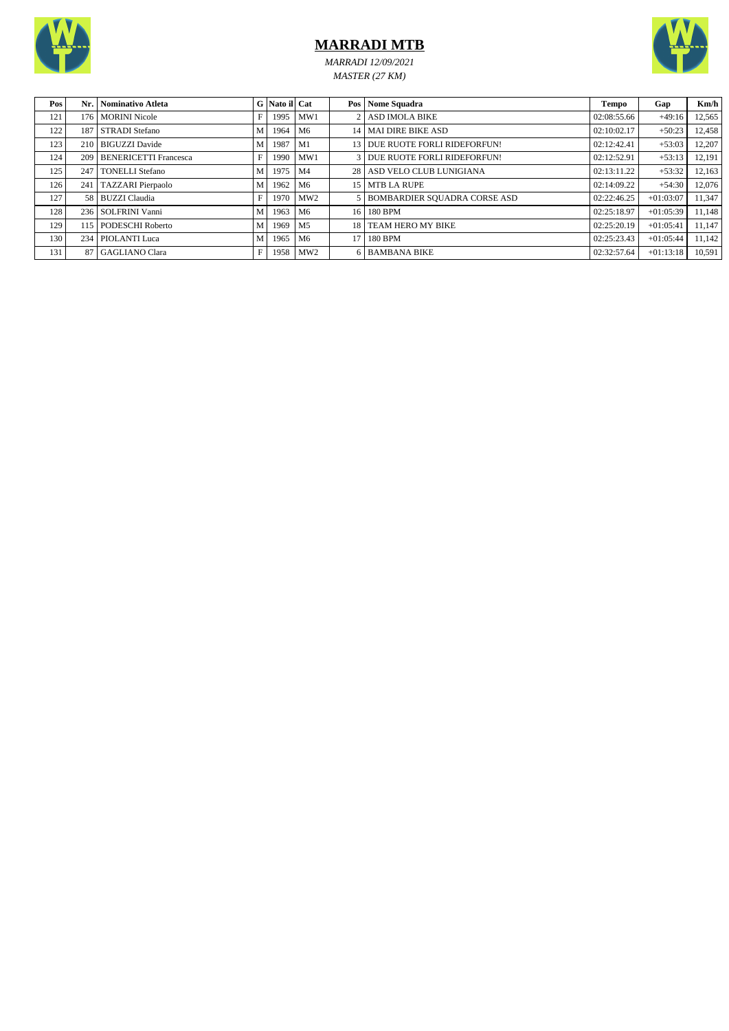# MARRADI MTB

*MARRADI 12/09/2021*

*MASTER (27 KM)*

| Pos | Nr. | Nominativo Atleta | G | Nato il | Cat | Pos | Nome Squadra | Tempo | Gap | Km/h |
|---|---|---|---|---|---|---|---|---|---|---|
| 121 | 176 | MORINI Nicole | F | 1995 | MW1 | 2 | ASD IMOLA BIKE | 02:08:55.66 | +49:16 | 12,565 |
| 122 | 187 | STRADI Stefano | M | 1964 | M6 | 14 | MAI DIRE BIKE ASD | 02:10:02.17 | +50:23 | 12,458 |
| 123 | 210 | BIGUZZI Davide | M | 1987 | M1 | 13 | DUE RUOTE FORLI RIDEFORFUN! | 02:12:42.41 | +53:03 | 12,207 |
| 124 | 209 | BENERICETTI Francesca | F | 1990 | MW1 | 3 | DUE RUOTE FORLI RIDEFORFUN! | 02:12:52.91 | +53:13 | 12,191 |
| 125 | 247 | TONELLI Stefano | M | 1975 | M4 | 28 | ASD VELO CLUB LUNIGIANA | 02:13:11.22 | +53:32 | 12,163 |
| 126 | 241 | TAZZARI Pierpaolo | M | 1962 | M6 | 15 | MTB LA RUPE | 02:14:09.22 | +54:30 | 12,076 |
| 127 | 58 | BUZZI Claudia | F | 1970 | MW2 | 5 | BOMBARDIER SQUADRA CORSE ASD | 02:22:46.25 | +01:03:07 | 11,347 |
| 128 | 236 | SOLFRINI Vanni | M | 1963 | M6 | 16 | 180 BPM | 02:25:18.97 | +01:05:39 | 11,148 |
| 129 | 115 | PODESCHI Roberto | M | 1969 | M5 | 18 | TEAM HERO MY BIKE | 02:25:20.19 | +01:05:41 | 11,147 |
| 130 | 234 | PIOLANTI Luca | M | 1965 | M6 | 17 | 180 BPM | 02:25:23.43 | +01:05:44 | 11,142 |
| 131 | 87 | GAGLIANO Clara | F | 1958 | MW2 | 6 | BAMBANA BIKE | 02:32:57.64 | +01:13:18 | 10,591 |